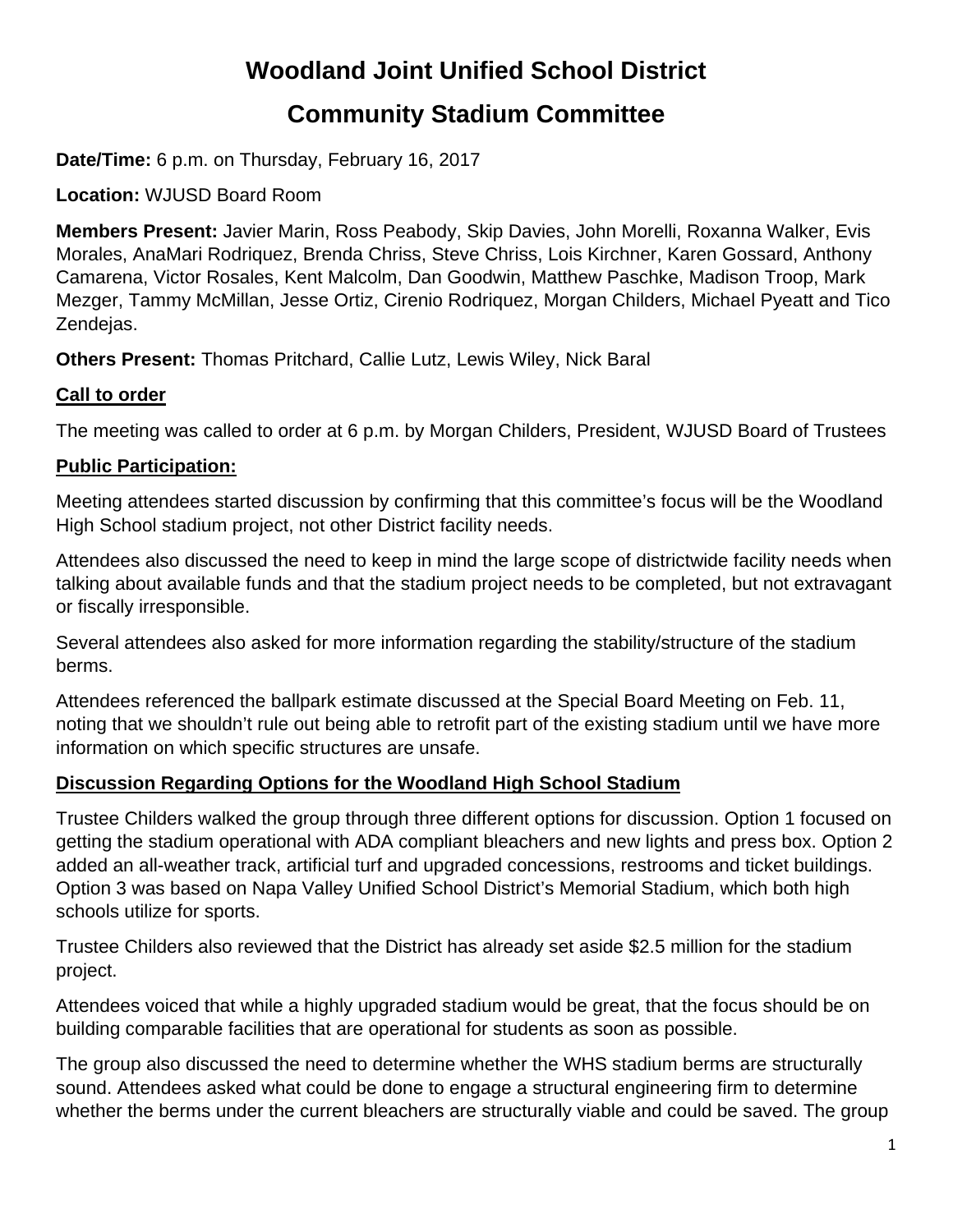# Woodland Joint Unified School District

# Community Stadium Committee

**Date/Time:** 6 p.m. on Thursday, February 16, 2017

**Location:** WJUSD Board Room

**Members Present:** Javier Marin, Ross Peabody, Skip Davies, John Morelli, Roxanna Walker, Evis Morales, AnaMari Rodriquez, Brenda Chriss, Steve Chriss, Lois Kirchner, Karen Gossard, Anthony Camarena, Victor Rosales, Kent Malcolm, Dan Goodwin, Matthew Paschke, Madison Troop, Mark Mezger, Tammy McMillan, Jesse Ortiz, Cirenio Rodriquez, Morgan Childers, Michael Pyeatt and Tico Zendejas.

**Others Present:** Thomas Pritchard, Callie Lutz, Lewis Wiley, Nick Baral

## Call to order

The meeting was called to order at 6 p.m. by Morgan Childers, President, WJUSD Board of Trustees

## Public Participation:

Meeting attendees started discussion by confirming that this committee's focus will be the Woodland High School stadium project, not other District facility needs.

Attendees also discussed the need to keep in mind the large scope of districtwide facility needs when talking about available funds and that the stadium project needs to be completed, but not extravagant or fiscally irresponsible.

Several attendees also asked for more information regarding the stability/structure of the stadium berms.

Attendees referenced the ballpark estimate discussed at the Special Board Meeting on Feb. 11, noting that we shouldn't rule out being able to retrofit part of the existing stadium until we have more information on which specific structures are unsafe.

## Discussion Regarding Options for the Woodland High School Stadium

Trustee Childers walked the group through three different options for discussion. Option 1 focused on getting the stadium operational with ADA compliant bleachers and new lights and press box. Option 2 added an all-weather track, artificial turf and upgraded concessions, restrooms and ticket buildings. Option 3 was based on Napa Valley Unified School District's Memorial Stadium, which both high schools utilize for sports.

Trustee Childers also reviewed that the District has already set aside $2.5 million for the stadium project.

Attendees voiced that while a highly upgraded stadium would be great, that the focus should be on building comparable facilities that are operational for students as soon as possible.

The group also discussed the need to determine whether the WHS stadium berms are structurally sound. Attendees asked what could be done to engage a structural engineering firm to determine whether the berms under the current bleachers are structurally viable and could be saved. The group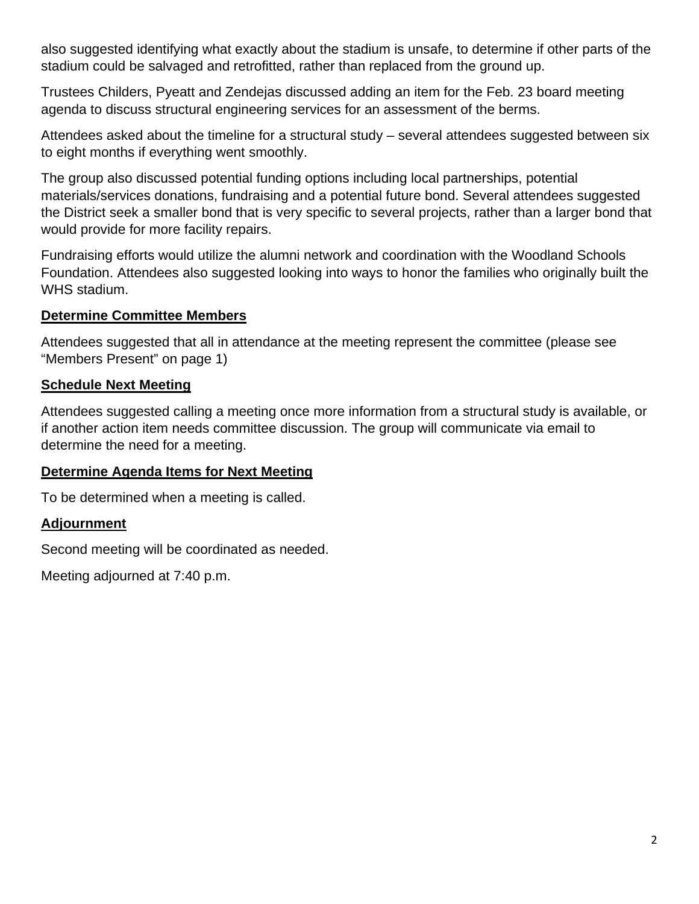also suggested identifying what exactly about the stadium is unsafe, to determine if other parts of the stadium could be salvaged and retrofitted, rather than replaced from the ground up.

Trustees Childers, Pyeatt and Zendejas discussed adding an item for the Feb. 23 board meeting agenda to discuss structural engineering services for an assessment of the berms.

Attendees asked about the timeline for a structural study – several attendees suggested between six to eight months if everything went smoothly.

The group also discussed potential funding options including local partnerships, potential materials/services donations, fundraising and a potential future bond. Several attendees suggested the District seek a smaller bond that is very specific to several projects, rather than a larger bond that would provide for more facility repairs.

Fundraising efforts would utilize the alumni network and coordination with the Woodland Schools Foundation. Attendees also suggested looking into ways to honor the families who originally built the WHS stadium.

**Determine Committee Members**

Attendees suggested that all in attendance at the meeting represent the committee (please see "Members Present" on page 1)

**Schedule Next Meeting**

Attendees suggested calling a meeting once more information from a structural study is available, or if another action item needs committee discussion. The group will communicate via email to determine the need for a meeting.

**Determine Agenda Items for Next Meeting**

To be determined when a meeting is called.

**Adjournment**

Second meeting will be coordinated as needed.

Meeting adjourned at 7:40 p.m.